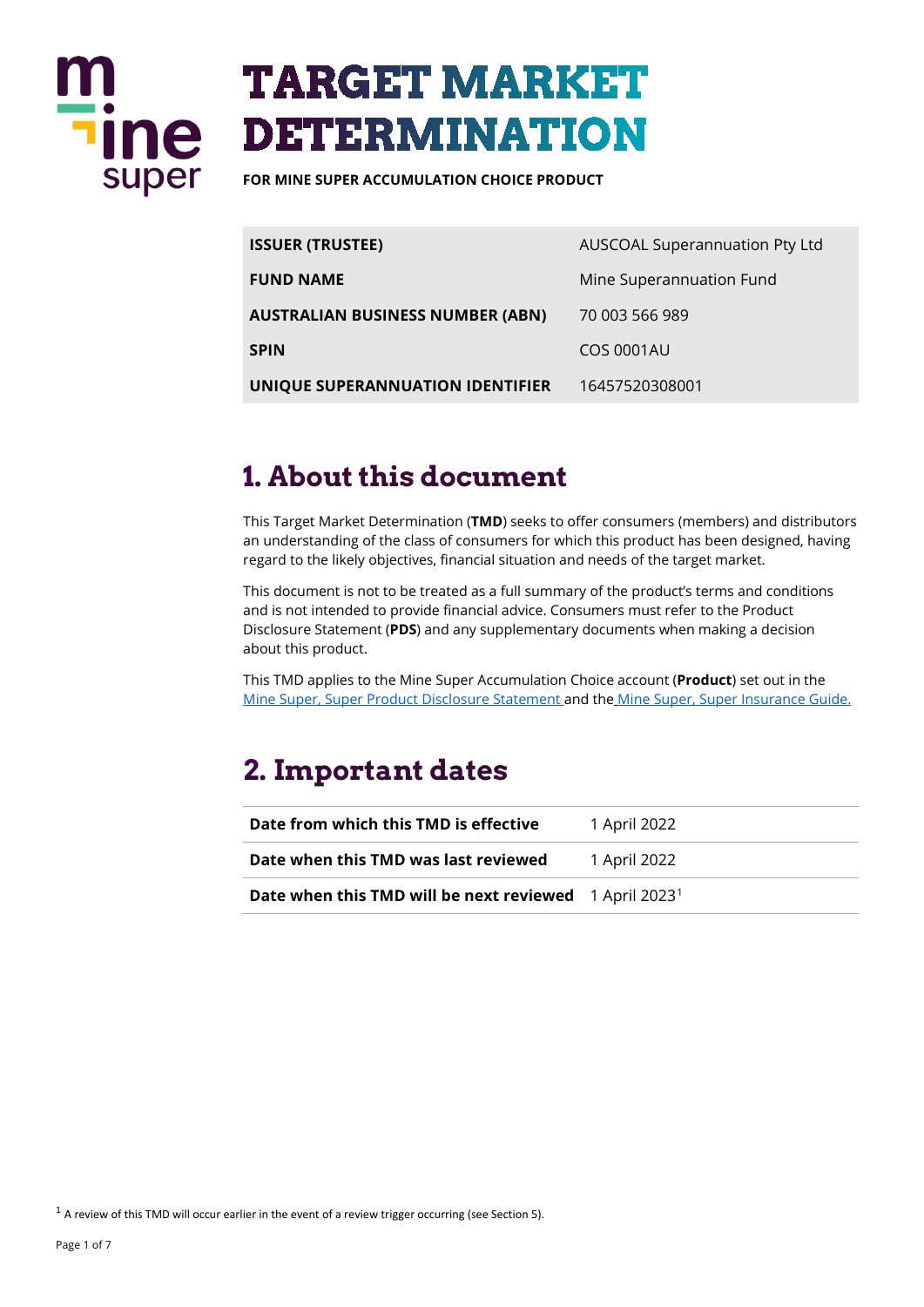# TARGET MARKET DETERMINATION

**FOR MINE SUPER ACCUMULATION CHOICE PRODUCT**

| | |
|---|---|
| **ISSUER (TRUSTEE)** | AUSCOAL Superannuation Pty Ltd |
| **FUND NAME** | Mine Superannuation Fund |
| **AUSTRALIAN BUSINESS NUMBER (ABN)** | 70 003 566 989 |
| **SPIN** | COS 0001AU |
| **UNIQUE SUPERANNUATION IDENTIFIER** | 16457520308001 |

## 1. About this document

This Target Market Determination (**TMD**) seeks to offer consumers (members) and distributors an understanding of the class of consumers for which this product has been designed, having regard to the likely objectives, financial situation and needs of the target market.

This document is not to be treated as a full summary of the product's terms and conditions and is not intended to provide financial advice. Consumers must refer to the Product Disclosure Statement (**PDS**) and any supplementary documents when making a decision about this product.

This TMD applies to the Mine Super Accumulation Choice account (**Product**) set out in the Mine Super, Super Product Disclosure Statement and the Mine Super, Super Insurance Guide.

## 2. Important dates

| | |
|---|---|
| **Date from which this TMD is effective** | 1 April 2022 |
| **Date when this TMD was last reviewed** | 1 April 2022 |
| **Date when this TMD will be next reviewed** | 1 April 2023[1] |

[1] A review of this TMD will occur earlier in the event of a review trigger occurring (see Section 5).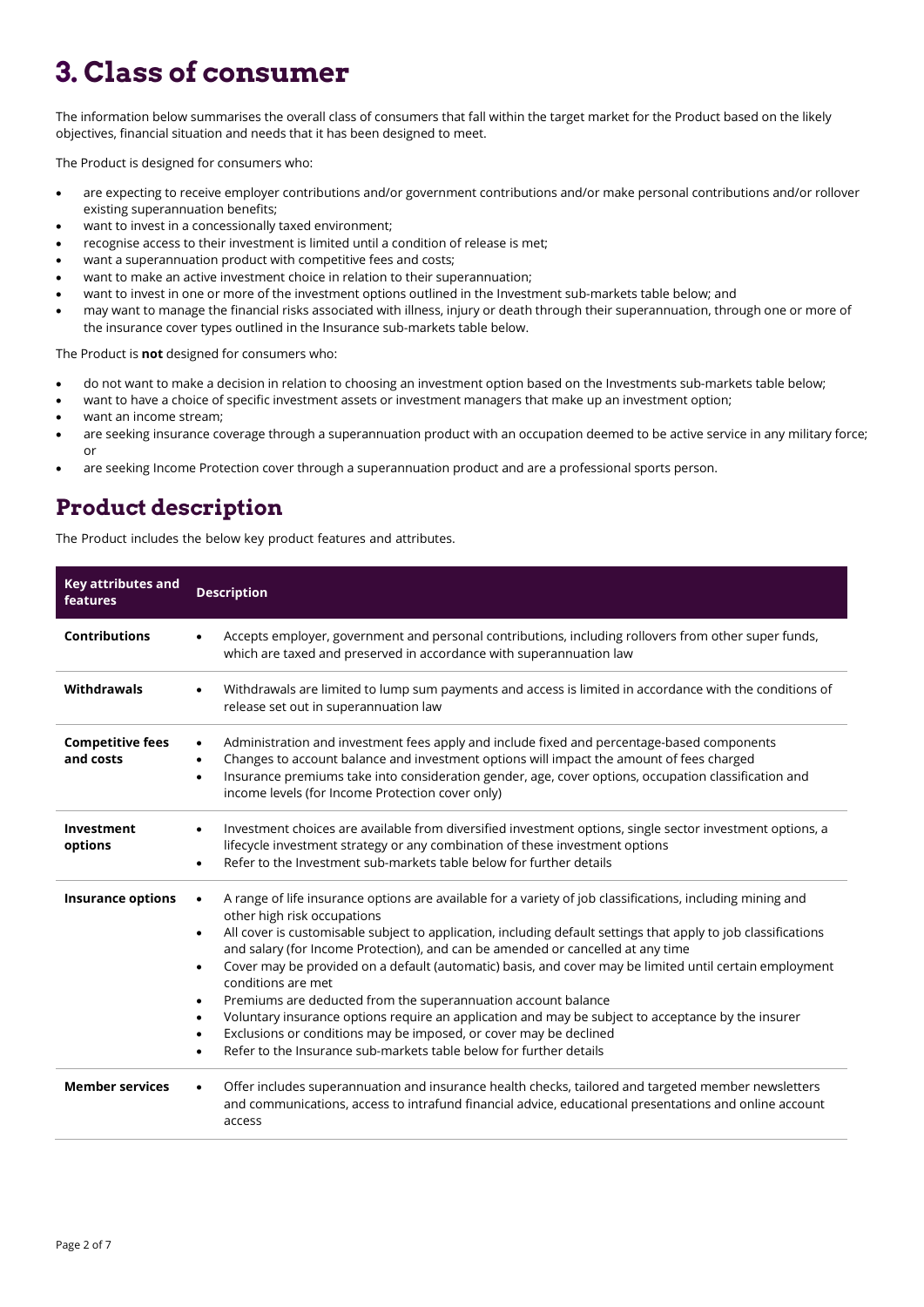# 3. Class of consumer

The information below summarises the overall class of consumers that fall within the target market for the Product based on the likely objectives, financial situation and needs that it has been designed to meet.

The Product is designed for consumers who:

- are expecting to receive employer contributions and/or government contributions and/or make personal contributions and/or rollover existing superannuation benefits;
- want to invest in a concessionally taxed environment;
- recognise access to their investment is limited until a condition of release is met;
- want a superannuation product with competitive fees and costs;
- want to make an active investment choice in relation to their superannuation;
- want to invest in one or more of the investment options outlined in the Investment sub-markets table below; and
- may want to manage the financial risks associated with illness, injury or death through their superannuation, through one or more of the insurance cover types outlined in the Insurance sub-markets table below.

The Product is **not** designed for consumers who:

- do not want to make a decision in relation to choosing an investment option based on the Investments sub-markets table below;
- want to have a choice of specific investment assets or investment managers that make up an investment option;
- want an income stream;
- are seeking insurance coverage through a superannuation product with an occupation deemed to be active service in any military force; or
- are seeking Income Protection cover through a superannuation product and are a professional sports person.

## Product description

The Product includes the below key product features and attributes.

| Key attributes and features | Description |
|---|---|
| **Contributions** | • Accepts employer, government and personal contributions, including rollovers from other super funds, which are taxed and preserved in accordance with superannuation law |
| **Withdrawals** | • Withdrawals are limited to lump sum payments and access is limited in accordance with the conditions of release set out in superannuation law |
| **Competitive fees and costs** | • Administration and investment fees apply and include fixed and percentage-based components<br>• Changes to account balance and investment options will impact the amount of fees charged<br>• Insurance premiums take into consideration gender, age, cover options, occupation classification and income levels (for Income Protection cover only) |
| **Investment options** | • Investment choices are available from diversified investment options, single sector investment options, a lifecycle investment strategy or any combination of these investment options<br>• Refer to the Investment sub-markets table below for further details |
| **Insurance options** | • A range of life insurance options are available for a variety of job classifications, including mining and other high risk occupations<br>• All cover is customisable subject to application, including default settings that apply to job classifications and salary (for Income Protection), and can be amended or cancelled at any time<br>• Cover may be provided on a default (automatic) basis, and cover may be limited until certain employment conditions are met<br>• Premiums are deducted from the superannuation account balance<br>• Voluntary insurance options require an application and may be subject to acceptance by the insurer<br>• Exclusions or conditions may be imposed, or cover may be declined<br>• Refer to the Insurance sub-markets table below for further details |
| **Member services** | • Offer includes superannuation and insurance health checks, tailored and targeted member newsletters and communications, access to intrafund financial advice, educational presentations and online account access |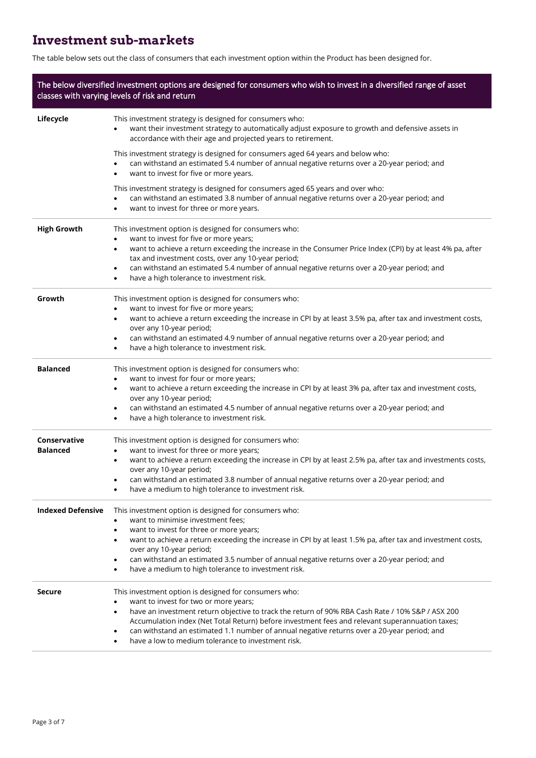# Investment sub-markets

The table below sets out the class of consumers that each investment option within the Product has been designed for.

| The below diversified investment options are designed for consumers who wish to invest in a diversified range of asset classes with varying levels of risk and return | |
|---|---|
| **Lifecycle** | This investment strategy is designed for consumers who:<br>• want their investment strategy to automatically adjust exposure to growth and defensive assets in accordance with their age and projected years to retirement.<br><br>This investment strategy is designed for consumers aged 64 years and below who:<br>• can withstand an estimated 5.4 number of annual negative returns over a 20-year period; and<br>• want to invest for five or more years.<br><br>This investment strategy is designed for consumers aged 65 years and over who:<br>• can withstand an estimated 3.8 number of annual negative returns over a 20-year period; and<br>• want to invest for three or more years. |
| **High Growth** | This investment option is designed for consumers who:<br>• want to invest for five or more years;<br>• want to achieve a return exceeding the increase in the Consumer Price Index (CPI) by at least 4% pa, after tax and investment costs, over any 10-year period;<br>• can withstand an estimated 5.4 number of annual negative returns over a 20-year period; and<br>• have a high tolerance to investment risk. |
| **Growth** | This investment option is designed for consumers who:<br>• want to invest for five or more years;<br>• want to achieve a return exceeding the increase in CPI by at least 3.5% pa, after tax and investment costs, over any 10-year period;<br>• can withstand an estimated 4.9 number of annual negative returns over a 20-year period; and<br>• have a high tolerance to investment risk. |
| **Balanced** | This investment option is designed for consumers who:<br>• want to invest for four or more years;<br>• want to achieve a return exceeding the increase in CPI by at least 3% pa, after tax and investment costs, over any 10-year period;<br>• can withstand an estimated 4.5 number of annual negative returns over a 20-year period; and<br>• have a high tolerance to investment risk. |
| **Conservative Balanced** | This investment option is designed for consumers who:<br>• want to invest for three or more years;<br>• want to achieve a return exceeding the increase in CPI by at least 2.5% pa, after tax and investments costs, over any 10-year period;<br>• can withstand an estimated 3.8 number of annual negative returns over a 20-year period; and<br>• have a medium to high tolerance to investment risk. |
| **Indexed Defensive** | This investment option is designed for consumers who:<br>• want to minimise investment fees;<br>• want to invest for three or more years;<br>• want to achieve a return exceeding the increase in CPI by at least 1.5% pa, after tax and investment costs, over any 10-year period;<br>• can withstand an estimated 3.5 number of annual negative returns over a 20-year period; and<br>• have a medium to high tolerance to investment risk. |
| **Secure** | This investment option is designed for consumers who:<br>• want to invest for two or more years;<br>• have an investment return objective to track the return of 90% RBA Cash Rate / 10% S&P / ASX 200 Accumulation index (Net Total Return) before investment fees and relevant superannuation taxes;<br>• can withstand an estimated 1.1 number of annual negative returns over a 20-year period; and<br>• have a low to medium tolerance to investment risk. |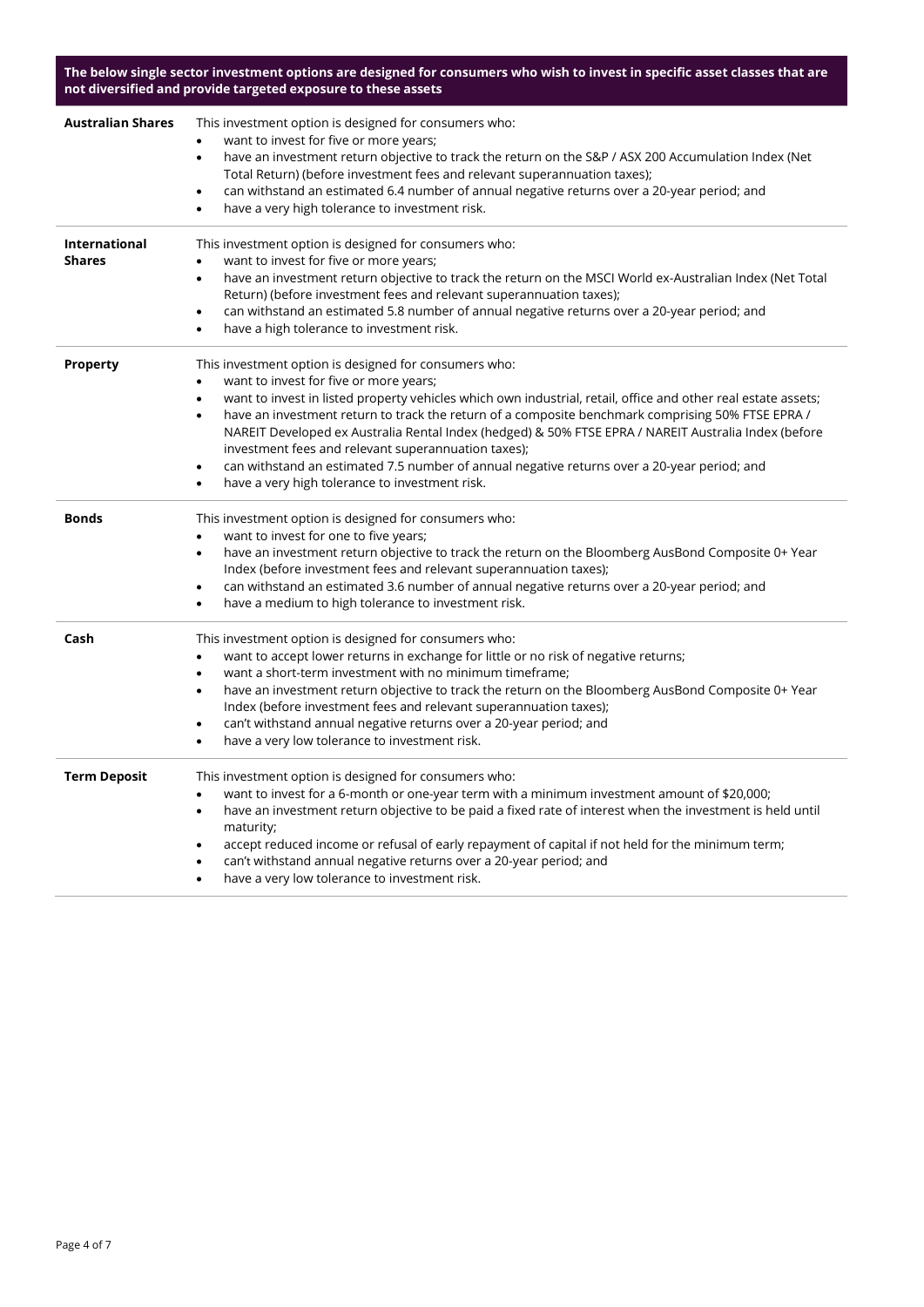**The below single sector investment options are designed for consumers who wish to invest in specific asset classes that are not diversified and provide targeted exposure to these assets**

| | |
|---|---|
| **Australian Shares** | This investment option is designed for consumers who:<br>• want to invest for five or more years;<br>• have an investment return objective to track the return on the S&P / ASX 200 Accumulation Index (Net Total Return) (before investment fees and relevant superannuation taxes);<br>• can withstand an estimated 6.4 number of annual negative returns over a 20-year period; and<br>• have a very high tolerance to investment risk. |
| **International Shares** | This investment option is designed for consumers who:<br>• want to invest for five or more years;<br>• have an investment return objective to track the return on the MSCI World ex-Australian Index (Net Total Return) (before investment fees and relevant superannuation taxes);<br>• can withstand an estimated 5.8 number of annual negative returns over a 20-year period; and<br>• have a high tolerance to investment risk. |
| **Property** | This investment option is designed for consumers who:<br>• want to invest for five or more years;<br>• want to invest in listed property vehicles which own industrial, retail, office and other real estate assets;<br>• have an investment return to track the return of a composite benchmark comprising 50% FTSE EPRA / NAREIT Developed ex Australia Rental Index (hedged) & 50% FTSE EPRA / NAREIT Australia Index (before investment fees and relevant superannuation taxes);<br>• can withstand an estimated 7.5 number of annual negative returns over a 20-year period; and<br>• have a very high tolerance to investment risk. |
| **Bonds** | This investment option is designed for consumers who:<br>• want to invest for one to five years;<br>• have an investment return objective to track the return on the Bloomberg AusBond Composite 0+ Year Index (before investment fees and relevant superannuation taxes);<br>• can withstand an estimated 3.6 number of annual negative returns over a 20-year period; and<br>• have a medium to high tolerance to investment risk. |
| **Cash** | This investment option is designed for consumers who:<br>• want to accept lower returns in exchange for little or no risk of negative returns;<br>• want a short-term investment with no minimum timeframe;<br>• have an investment return objective to track the return on the Bloomberg AusBond Composite 0+ Year Index (before investment fees and relevant superannuation taxes);<br>• can't withstand annual negative returns over a 20-year period; and<br>• have a very low tolerance to investment risk. |
| **Term Deposit** | This investment option is designed for consumers who:<br>• want to invest for a 6-month or one-year term with a minimum investment amount of $20,000;<br>• have an investment return objective to be paid a fixed rate of interest when the investment is held until maturity;<br>• accept reduced income or refusal of early repayment of capital if not held for the minimum term;<br>• can't withstand annual negative returns over a 20-year period; and<br>• have a very low tolerance to investment risk. |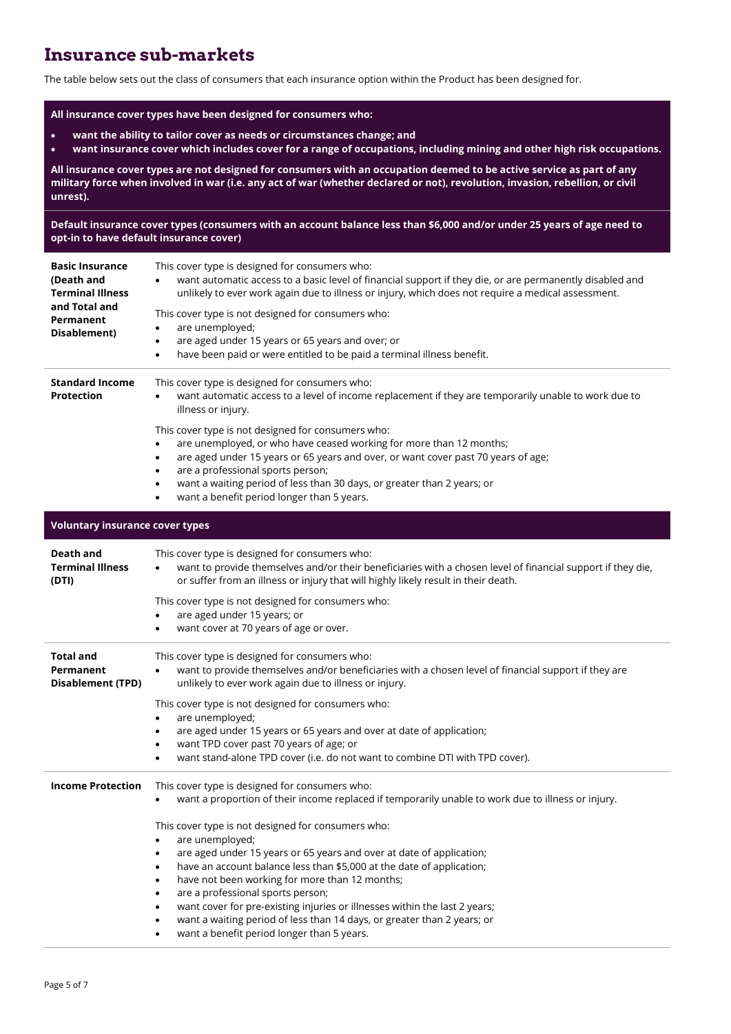## Insurance sub-markets

The table below sets out the class of consumers that each insurance option within the Product has been designed for.

**All insurance cover types have been designed for consumers who:**

- **want the ability to tailor cover as needs or circumstances change; and**
- **want insurance cover which includes cover for a range of occupations, including mining and other high risk occupations.**

**All insurance cover types are not designed for consumers with an occupation deemed to be active service as part of any military force when involved in war (i.e. any act of war (whether declared or not), revolution, invasion, rebellion, or civil unrest).**

**Default insurance cover types (consumers with an account balance less than $6,000 and/or under 25 years of age need to opt-in to have default insurance cover)**

| | |
|---|---|
| **Basic Insurance (Death and Terminal Illness and Total and Permanent Disablement)** | This cover type is designed for consumers who:<br>• want automatic access to a basic level of financial support if they die, or are permanently disabled and unlikely to ever work again due to illness or injury, which does not require a medical assessment.<br><br>This cover type is not designed for consumers who:<br>• are unemployed;<br>• are aged under 15 years or 65 years and over; or<br>• have been paid or were entitled to be paid a terminal illness benefit. |
| **Standard Income Protection** | This cover type is designed for consumers who:<br>• want automatic access to a level of income replacement if they are temporarily unable to work due to illness or injury.<br><br>This cover type is not designed for consumers who:<br>• are unemployed, or who have ceased working for more than 12 months;<br>• are aged under 15 years or 65 years and over, or want cover past 70 years of age;<br>• are a professional sports person;<br>• want a waiting period of less than 30 days, or greater than 2 years; or<br>• want a benefit period longer than 5 years. |

**Voluntary insurance cover types**

| | |
|---|---|
| **Death and Terminal Illness (DTI)** | This cover type is designed for consumers who:<br>• want to provide themselves and/or their beneficiaries with a chosen level of financial support if they die, or suffer from an illness or injury that will highly likely result in their death.<br><br>This cover type is not designed for consumers who:<br>• are aged under 15 years; or<br>• want cover at 70 years of age or over. |
| **Total and Permanent Disablement (TPD)** | This cover type is designed for consumers who:<br>• want to provide themselves and/or beneficiaries with a chosen level of financial support if they are unlikely to ever work again due to illness or injury.<br><br>This cover type is not designed for consumers who:<br>• are unemployed;<br>• are aged under 15 years or 65 years and over at date of application;<br>• want TPD cover past 70 years of age; or<br>• want stand-alone TPD cover (i.e. do not want to combine DTI with TPD cover). |
| **Income Protection** | This cover type is designed for consumers who:<br>• want a proportion of their income replaced if temporarily unable to work due to illness or injury.<br><br>This cover type is not designed for consumers who:<br>• are unemployed;<br>• are aged under 15 years or 65 years and over at date of application;<br>• have an account balance less than $5,000 at the date of application;<br>• have not been working for more than 12 months;<br>• are a professional sports person;<br>• want cover for pre-existing injuries or illnesses within the last 2 years;<br>• want a waiting period of less than 14 days, or greater than 2 years; or<br>• want a benefit period longer than 5 years. |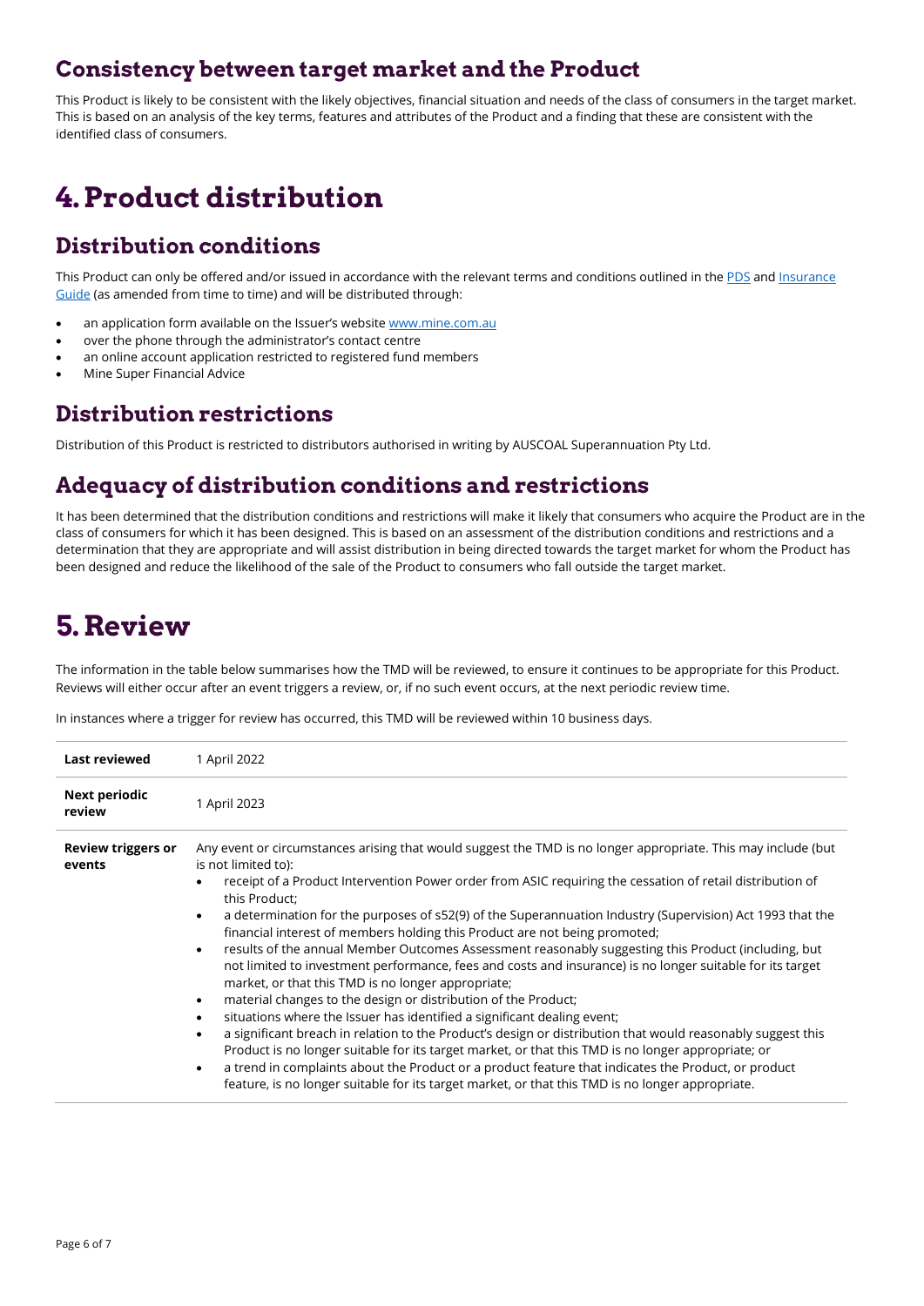## Consistency between target market and the Product

This Product is likely to be consistent with the likely objectives, financial situation and needs of the class of consumers in the target market. This is based on an analysis of the key terms, features and attributes of the Product and a finding that these are consistent with the identified class of consumers.

# 4. Product distribution

## Distribution conditions

This Product can only be offered and/or issued in accordance with the relevant terms and conditions outlined in the PDS and Insurance Guide (as amended from time to time) and will be distributed through:

- an application form available on the Issuer's website www.mine.com.au
- over the phone through the administrator's contact centre
- an online account application restricted to registered fund members
- Mine Super Financial Advice

## Distribution restrictions

Distribution of this Product is restricted to distributors authorised in writing by AUSCOAL Superannuation Pty Ltd.

## Adequacy of distribution conditions and restrictions

It has been determined that the distribution conditions and restrictions will make it likely that consumers who acquire the Product are in the class of consumers for which it has been designed. This is based on an assessment of the distribution conditions and restrictions and a determination that they are appropriate and will assist distribution in being directed towards the target market for whom the Product has been designed and reduce the likelihood of the sale of the Product to consumers who fall outside the target market.

# 5. Review

The information in the table below summarises how the TMD will be reviewed, to ensure it continues to be appropriate for this Product. Reviews will either occur after an event triggers a review, or, if no such event occurs, at the next periodic review time.

In instances where a trigger for review has occurred, this TMD will be reviewed within 10 business days.

| | |
|---|---|
| **Last reviewed** | 1 April 2022 |
| **Next periodic review** | 1 April 2023 |
| **Review triggers or events** | Any event or circumstances arising that would suggest the TMD is no longer appropriate. This may include (but is not limited to): <br>• receipt of a Product Intervention Power order from ASIC requiring the cessation of retail distribution of this Product; <br>• a determination for the purposes of s52(9) of the Superannuation Industry (Supervision) Act 1993 that the financial interest of members holding this Product are not being promoted; <br>• results of the annual Member Outcomes Assessment reasonably suggesting this Product (including, but not limited to investment performance, fees and costs and insurance) is no longer suitable for its target market, or that this TMD is no longer appropriate; <br>• material changes to the design or distribution of the Product; <br>• situations where the Issuer has identified a significant dealing event; <br>• a significant breach in relation to the Product's design or distribution that would reasonably suggest this Product is no longer suitable for its target market, or that this TMD is no longer appropriate; or <br>• a trend in complaints about the Product or a product feature that indicates the Product, or product feature, is no longer suitable for its target market, or that this TMD is no longer appropriate. |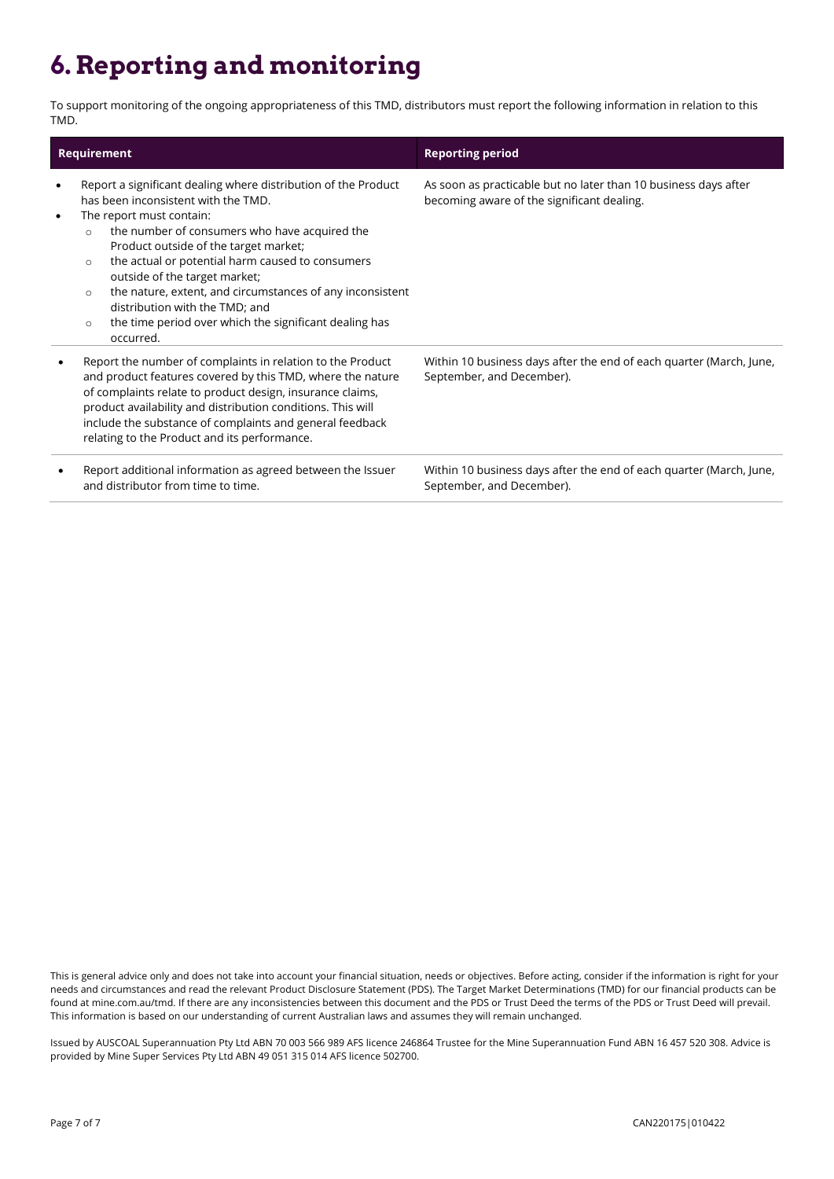# 6. Reporting and monitoring

To support monitoring of the ongoing appropriateness of this TMD, distributors must report the following information in relation to this TMD.

| Requirement | Reporting period |
|---|---|
| • Report a significant dealing where distribution of the Product has been inconsistent with the TMD.<br>• The report must contain:<br>  ○ the number of consumers who have acquired the Product outside of the target market;<br>  ○ the actual or potential harm caused to consumers outside of the target market;<br>  ○ the nature, extent, and circumstances of any inconsistent distribution with the TMD; and<br>  ○ the time period over which the significant dealing has occurred. | As soon as practicable but no later than 10 business days after becoming aware of the significant dealing. |
| • Report the number of complaints in relation to the Product and product features covered by this TMD, where the nature of complaints relate to product design, insurance claims, product availability and distribution conditions. This will include the substance of complaints and general feedback relating to the Product and its performance. | Within 10 business days after the end of each quarter (March, June, September, and December). |
| • Report additional information as agreed between the Issuer and distributor from time to time. | Within 10 business days after the end of each quarter (March, June, September, and December). |

This is general advice only and does not take into account your financial situation, needs or objectives. Before acting, consider if the information is right for your needs and circumstances and read the relevant Product Disclosure Statement (PDS). The Target Market Determinations (TMD) for our financial products can be found at mine.com.au/tmd. If there are any inconsistencies between this document and the PDS or Trust Deed the terms of the PDS or Trust Deed will prevail. This information is based on our understanding of current Australian laws and assumes they will remain unchanged.

Issued by AUSCOAL Superannuation Pty Ltd ABN 70 003 566 989 AFS licence 246864 Trustee for the Mine Superannuation Fund ABN 16 457 520 308. Advice is provided by Mine Super Services Pty Ltd ABN 49 051 315 014 AFS licence 502700.

CAN220175|010422